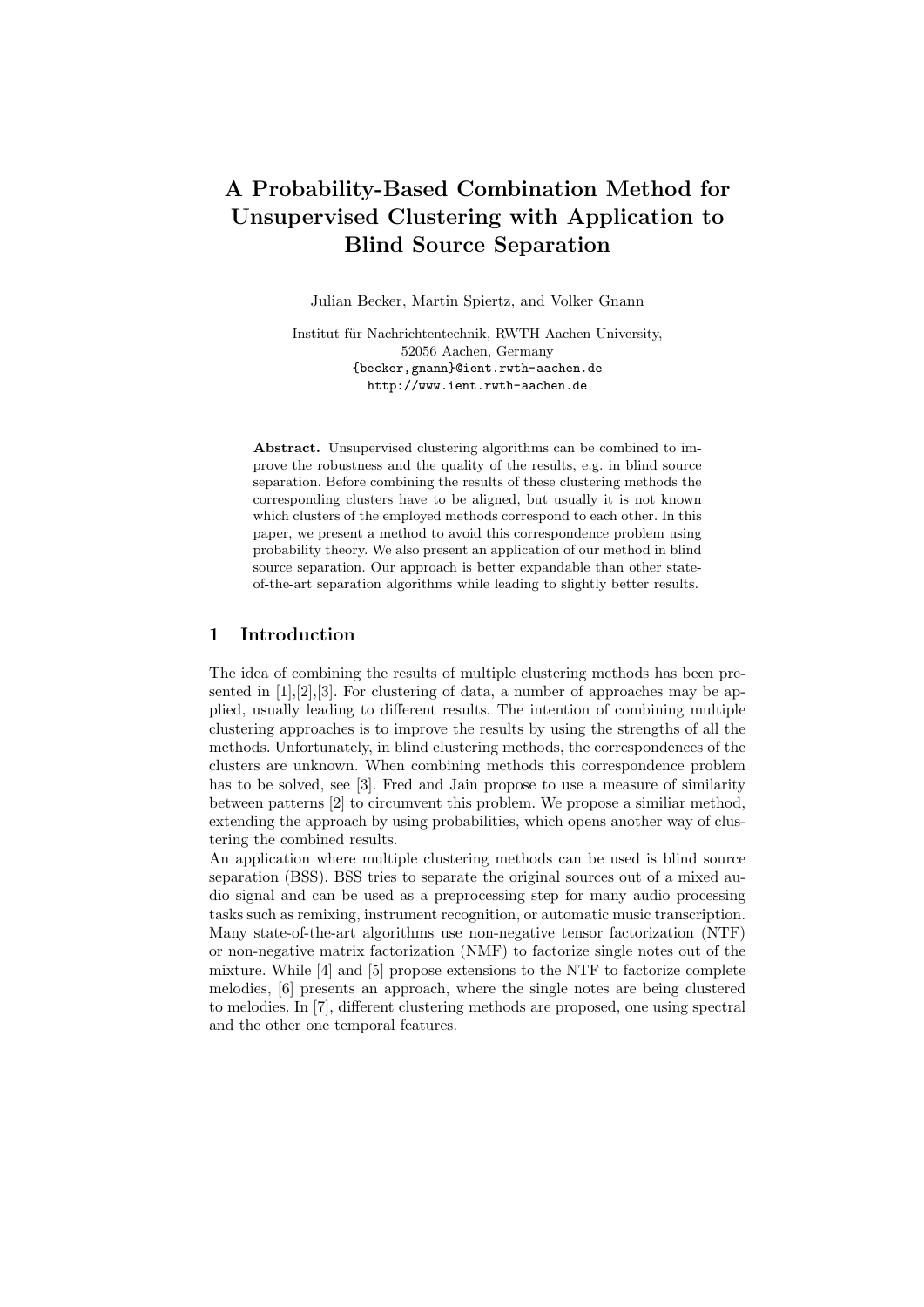# A Probability-Based Combination Method for Unsupervised Clustering with Application to Blind Source Separation

Julian Becker, Martin Spiertz, and Volker Gnann

Institut für Nachrichtentechnik, RWTH Aachen University,
52056 Aachen, Germany
{becker,gnann}@ient.rwth-aachen.de
http://www.ient.rwth-aachen.de

**Abstract.** Unsupervised clustering algorithms can be combined to improve the robustness and the quality of the results, e.g. in blind source separation. Before combining the results of these clustering methods the corresponding clusters have to be aligned, but usually it is not known which clusters of the employed methods correspond to each other. In this paper, we present a method to avoid this correspondence problem using probability theory. We also present an application of our method in blind source separation. Our approach is better expandable than other state-of-the-art separation algorithms while leading to slightly better results.

## 1 Introduction

The idea of combining the results of multiple clustering methods has been presented in [1],[2],[3]. For clustering of data, a number of approaches may be applied, usually leading to different results. The intention of combining multiple clustering approaches is to improve the results by using the strengths of all the methods. Unfortunately, in blind clustering methods, the correspondences of the clusters are unknown. When combining methods this correspondence problem has to be solved, see [3]. Fred and Jain propose to use a measure of similarity between patterns [2] to circumvent this problem. We propose a similiar method, extending the approach by using probabilities, which opens another way of clustering the combined results.

An application where multiple clustering methods can be used is blind source separation (BSS). BSS tries to separate the original sources out of a mixed audio signal and can be used as a preprocessing step for many audio processing tasks such as remixing, instrument recognition, or automatic music transcription. Many state-of-the-art algorithms use non-negative tensor factorization (NTF) or non-negative matrix factorization (NMF) to factorize single notes out of the mixture. While [4] and [5] propose extensions to the NTF to factorize complete melodies, [6] presents an approach, where the single notes are being clustered to melodies. In [7], different clustering methods are proposed, one using spectral and the other one temporal features.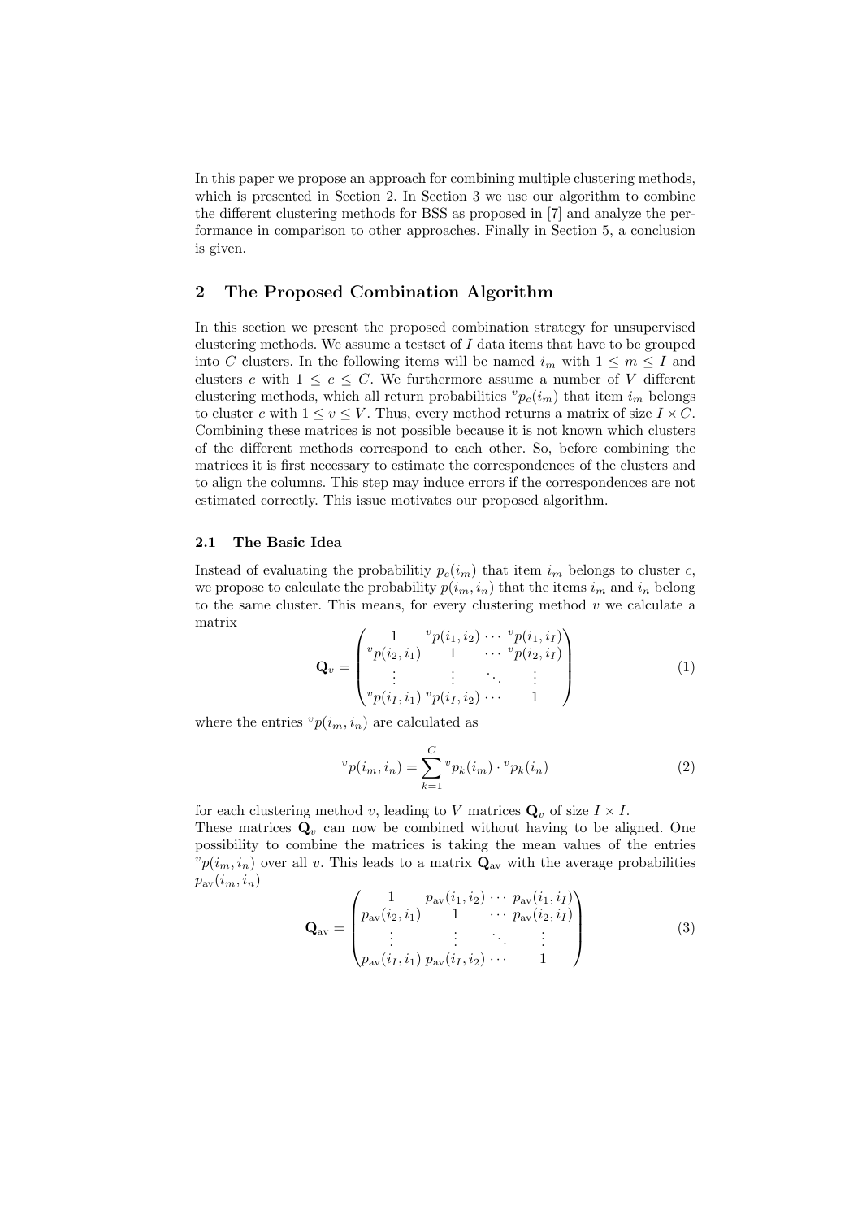In this paper we propose an approach for combining multiple clustering methods, which is presented in Section 2. In Section 3 we use our algorithm to combine the different clustering methods for BSS as proposed in [7] and analyze the performance in comparison to other approaches. Finally in Section 5, a conclusion is given.

## 2 The Proposed Combination Algorithm

In this section we present the proposed combination strategy for unsupervised clustering methods. We assume a testset of $I$ data items that have to be grouped into $C$ clusters. In the following items will be named $i_m$ with $1 \leq m \leq I$ and clusters $c$ with $1 \leq c \leq C$. We furthermore assume a number of $V$ different clustering methods, which all return probabilities ${}^{v}p_c(i_m)$ that item $i_m$ belongs to cluster $c$ with $1 \leq v \leq V$. Thus, every method returns a matrix of size $I \times C$. Combining these matrices is not possible because it is not known which clusters of the different methods correspond to each other. So, before combining the matrices it is first necessary to estimate the correspondences of the clusters and to align the columns. This step may induce errors if the correspondences are not estimated correctly. This issue motivates our proposed algorithm.

### 2.1 The Basic Idea

Instead of evaluating the probabilitiy $p_c(i_m)$ that item $i_m$ belongs to cluster $c$, we propose to calculate the probability $p(i_m, i_n)$ that the items $i_m$ and $i_n$ belong to the same cluster. This means, for every clustering method $v$ we calculate a matrix

$$\mathbf{Q}_v = \begin{pmatrix} 1 & {}^{v}p(i_1, i_2) & \cdots & {}^{v}p(i_1, i_I) \\ {}^{v}p(i_2, i_1) & 1 & \cdots & {}^{v}p(i_2, i_I) \\ \vdots & \vdots & \ddots & \vdots \\ {}^{v}p(i_I, i_1) & {}^{v}p(i_I, i_2) & \cdots & 1 \end{pmatrix} \tag{1}$$

where the entries ${}^{v}p(i_m, i_n)$ are calculated as

$${}^{v}p(i_m, i_n) = \sum_{k=1}^{C} {}^{v}p_k(i_m) \cdot {}^{v}p_k(i_n) \tag{2}$$

for each clustering method $v$, leading to $V$ matrices $\mathbf{Q}_v$ of size $I \times I$.

These matrices $\mathbf{Q}_v$ can now be combined without having to be aligned. One possibility to combine the matrices is taking the mean values of the entries ${}^{v}p(i_m, i_n)$ over all $v$. This leads to a matrix $\mathbf{Q}_{\text{av}}$ with the average probabilities $p_{\text{av}}(i_m, i_n)$

$$\mathbf{Q}_{\text{av}} = \begin{pmatrix} 1 & p_{\text{av}}(i_1, i_2) & \cdots & p_{\text{av}}(i_1, i_I) \\ p_{\text{av}}(i_2, i_1) & 1 & \cdots & p_{\text{av}}(i_2, i_I) \\ \vdots & \vdots & \ddots & \vdots \\ p_{\text{av}}(i_I, i_1) & p_{\text{av}}(i_I, i_2) & \cdots & 1 \end{pmatrix} \tag{3}$$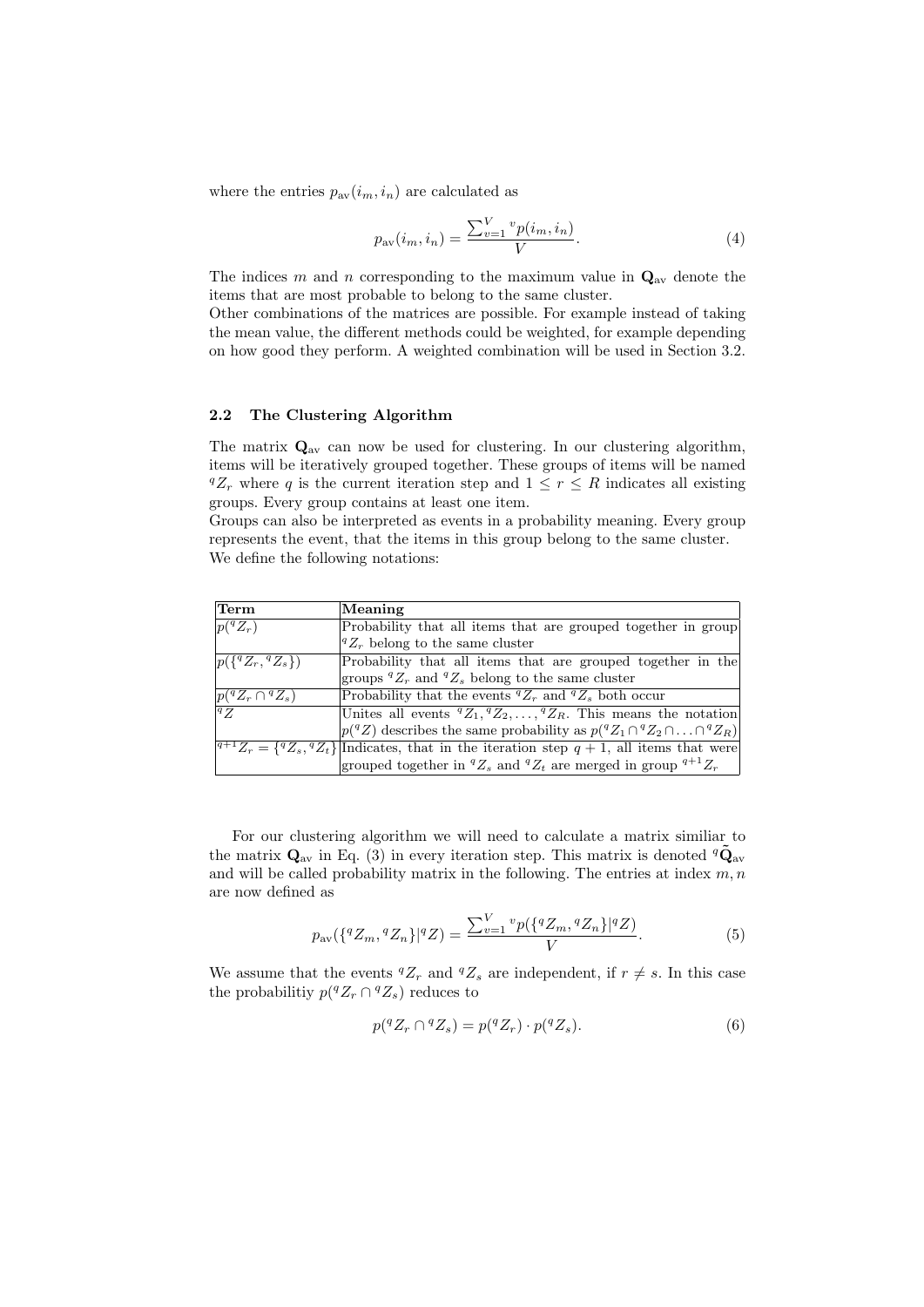where the entries $p_{\text{av}}(i_m, i_n)$ are calculated as

$$p_{\text{av}}(i_m, i_n) = \frac{\sum_{v=1}^{V} {}^{v}p(i_m, i_n)}{V}. \tag{4}$$

The indices $m$ and $n$ corresponding to the maximum value in $\mathbf{Q}_{\text{av}}$ denote the items that are most probable to belong to the same cluster.
Other combinations of the matrices are possible. For example instead of taking the mean value, the different methods could be weighted, for example depending on how good they perform. A weighted combination will be used in Section 3.2.

### 2.2 The Clustering Algorithm

The matrix $\mathbf{Q}_{\text{av}}$ can now be used for clustering. In our clustering algorithm, items will be iteratively grouped together. These groups of items will be named ${}^{q}Z_r$ where $q$ is the current iteration step and $1 \leq r \leq R$ indicates all existing groups. Every group contains at least one item.
Groups can also be interpreted as events in a probability meaning. Every group represents the event, that the items in this group belong to the same cluster.
We define the following notations:

| Term | Meaning |
|---|---|
| $p({}^{q}Z_r)$ | Probability that all items that are grouped together in group ${}^{q}Z_r$ belong to the same cluster |
| $p(\{{}^{q}Z_r, {}^{q}Z_s\})$ | Probability that all items that are grouped together in the groups ${}^{q}Z_r$ and ${}^{q}Z_s$ belong to the same cluster |
| $p({}^{q}Z_r \cap {}^{q}Z_s)$ | Probability that the events ${}^{q}Z_r$ and ${}^{q}Z_s$ both occur |
| ${}^{q}Z$ | Unites all events ${}^{q}Z_1, {}^{q}Z_2, \ldots, {}^{q}Z_R$. This means the notation $p({}^{q}Z)$ describes the same probability as $p({}^{q}Z_1 \cap {}^{q}Z_2 \cap \ldots \cap {}^{q}Z_R)$ |
| ${}^{q+1}Z_r = \{{}^{q}Z_s, {}^{q}Z_t\}$ | Indicates, that in the iteration step $q+1$, all items that were grouped together in ${}^{q}Z_s$ and ${}^{q}Z_t$ are merged in group ${}^{q+1}Z_r$ |

For our clustering algorithm we will need to calculate a matrix similiar to the matrix $\mathbf{Q}_{\text{av}}$ in Eq. (3) in every iteration step. This matrix is denoted ${}^{q}\tilde{\mathbf{Q}}_{\text{av}}$ and will be called probability matrix in the following. The entries at index $m, n$ are now defined as

$$p_{\text{av}}(\{{}^{q}Z_m, {}^{q}Z_n\} | {}^{q}Z) = \frac{\sum_{v=1}^{V} {}^{v}p(\{{}^{q}Z_m, {}^{q}Z_n\} | {}^{q}Z)}{V}. \tag{5}$$

We assume that the events ${}^{q}Z_r$ and ${}^{q}Z_s$ are independent, if $r \neq s$. In this case the probabilitiy $p({}^{q}Z_r \cap {}^{q}Z_s)$ reduces to

$$p({}^{q}Z_r \cap {}^{q}Z_s) = p({}^{q}Z_r) \cdot p({}^{q}Z_s). \tag{6}$$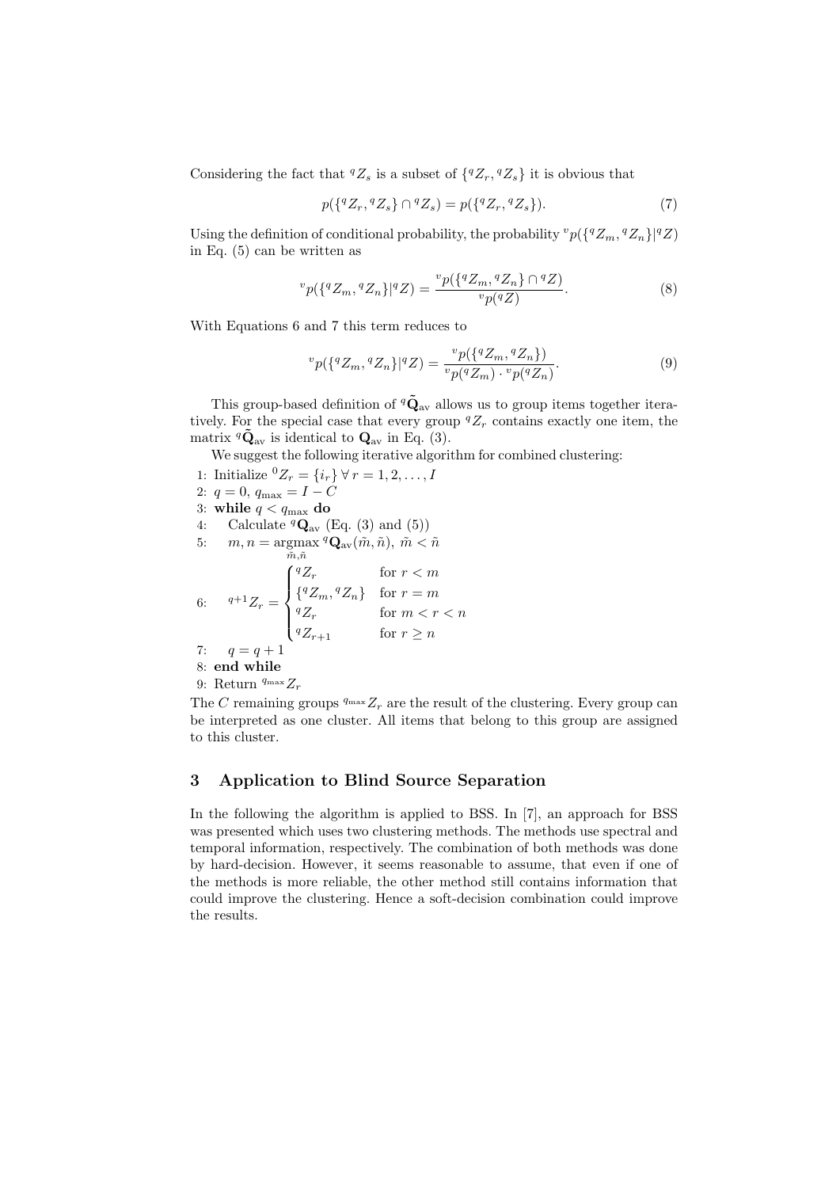Considering the fact that ${}^{q}Z_s$ is a subset of $\{{}^{q}Z_r, {}^{q}Z_s\}$ it is obvious that

$$p(\{{}^{q}Z_r, {}^{q}Z_s\} \cap {}^{q}Z_s) = p(\{{}^{q}Z_r, {}^{q}Z_s\}). \tag{7}$$

Using the definition of conditional probability, the probability ${}^{v}p(\{{}^{q}Z_m, {}^{q}Z_n\}|{}^{q}Z)$ in Eq. (5) can be written as

$${}^{v}p(\{{}^{q}Z_m, {}^{q}Z_n\}|{}^{q}Z) = \frac{{}^{v}p(\{{}^{q}Z_m, {}^{q}Z_n\} \cap {}^{q}Z)}{{}^{v}p({}^{q}Z)}. \tag{8}$$

With Equations 6 and 7 this term reduces to

$${}^{v}p(\{{}^{q}Z_m, {}^{q}Z_n\}|{}^{q}Z) = \frac{{}^{v}p(\{{}^{q}Z_m, {}^{q}Z_n\})}{{}^{v}p({}^{q}Z_m) \cdot {}^{v}p({}^{q}Z_n)}. \tag{9}$$

This group-based definition of ${}^{q}\tilde{\mathbf{Q}}_{\text{av}}$ allows us to group items together iteratively. For the special case that every group ${}^{q}Z_r$ contains exactly one item, the matrix ${}^{q}\tilde{\mathbf{Q}}_{\text{av}}$ is identical to $\mathbf{Q}_{\text{av}}$ in Eq. (3).

We suggest the following iterative algorithm for combined clustering:

1: Initialize ${}^{0}Z_r = \{i_r\} \; \forall \, r = 1, 2, \ldots, I$
2: $q = 0$, $q_{\max} = I - C$
3: **while** $q < q_{\max}$ **do**
4: Calculate ${}^{q}\mathbf{Q}_{\text{av}}$ (Eq. (3) and (5))
5: $m, n = \underset{\tilde{m},\tilde{n}}{\operatorname{argmax}} \, {}^{q}\mathbf{Q}_{\text{av}}(\tilde{m}, \tilde{n}), \; \tilde{m} < \tilde{n}$
6: ${}^{q+1}Z_r = \begin{cases} {}^{q}Z_r & \text{for } r < m \\ \{{}^{q}Z_m, {}^{q}Z_n\} & \text{for } r = m \\ {}^{q}Z_r & \text{for } m < r < n \\ {}^{q}Z_{r+1} & \text{for } r \geq n \end{cases}$
7: $q = q + 1$
8: **end while**
9: Return ${}^{q_{\max}}Z_r$

The $C$ remaining groups ${}^{q_{\max}}Z_r$ are the result of the clustering. Every group can be interpreted as one cluster. All items that belong to this group are assigned to this cluster.

## 3 Application to Blind Source Separation

In the following the algorithm is applied to BSS. In [7], an approach for BSS was presented which uses two clustering methods. The methods use spectral and temporal information, respectively. The combination of both methods was done by hard-decision. However, it seems reasonable to assume, that even if one of the methods is more reliable, the other method still contains information that could improve the clustering. Hence a soft-decision combination could improve the results.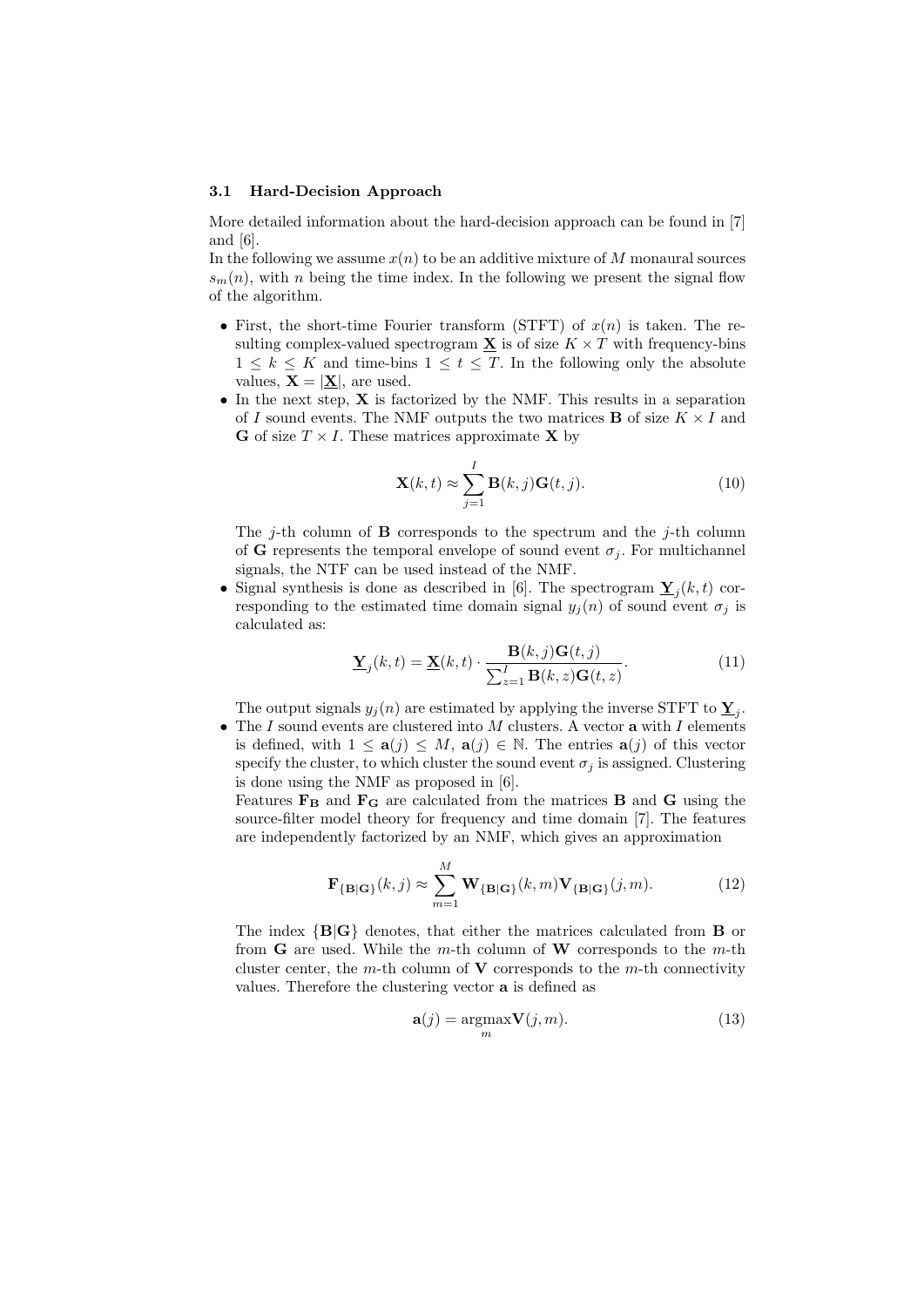### 3.1 Hard-Decision Approach

More detailed information about the hard-decision approach can be found in [7] and [6].

In the following we assume $x(n)$ to be an additive mixture of $M$ monaural sources $s_m(n)$, with $n$ being the time index. In the following we present the signal flow of the algorithm.

- First, the short-time Fourier transform (STFT) of $x(n)$ is taken. The resulting complex-valued spectrogram $\underline{\mathbf{X}}$ is of size $K \times T$ with frequency-bins $1 \leq k \leq K$ and time-bins $1 \leq t \leq T$. In the following only the absolute values, $\mathbf{X} = |\underline{\mathbf{X}}|$, are used.
- In the next step, $\mathbf{X}$ is factorized by the NMF. This results in a separation of $I$ sound events. The NMF outputs the two matrices $\mathbf{B}$ of size $K \times I$ and $\mathbf{G}$ of size $T \times I$. These matrices approximate $\mathbf{X}$ by

$$\mathbf{X}(k,t) \approx \sum_{j=1}^{I} \mathbf{B}(k,j)\mathbf{G}(t,j). \tag{10}$$

  The $j$-th column of $\mathbf{B}$ corresponds to the spectrum and the $j$-th column of $\mathbf{G}$ represents the temporal envelope of sound event $\sigma_j$. For multichannel signals, the NTF can be used instead of the NMF.
- Signal synthesis is done as described in [6]. The spectrogram $\underline{\mathbf{Y}}_j(k,t)$ corresponding to the estimated time domain signal $y_j(n)$ of sound event $\sigma_j$ is calculated as:

$$\underline{\mathbf{Y}}_j(k,t) = \underline{\mathbf{X}}(k,t) \cdot \frac{\mathbf{B}(k,j)\mathbf{G}(t,j)}{\sum_{z=1}^{I} \mathbf{B}(k,z)\mathbf{G}(t,z)}. \tag{11}$$

  The output signals $y_j(n)$ are estimated by applying the inverse STFT to $\underline{\mathbf{Y}}_j$.
- The $I$ sound events are clustered into $M$ clusters. A vector $\mathbf{a}$ with $I$ elements is defined, with $1 \leq \mathbf{a}(j) \leq M$, $\mathbf{a}(j) \in \mathbb{N}$. The entries $\mathbf{a}(j)$ of this vector specify the cluster, to which cluster the sound event $\sigma_j$ is assigned. Clustering is done using the NMF as proposed in [6].

  Features $\mathbf{F_B}$ and $\mathbf{F_G}$ are calculated from the matrices $\mathbf{B}$ and $\mathbf{G}$ using the source-filter model theory for frequency and time domain [7]. The features are independently factorized by an NMF, which gives an approximation

$$\mathbf{F}_{\{\mathbf{B}|\mathbf{G}\}}(k,j) \approx \sum_{m=1}^{M} \mathbf{W}_{\{\mathbf{B}|\mathbf{G}\}}(k,m)\mathbf{V}_{\{\mathbf{B}|\mathbf{G}\}}(j,m). \tag{12}$$

  The index $\{\mathbf{B}|\mathbf{G}\}$ denotes, that either the matrices calculated from $\mathbf{B}$ or from $\mathbf{G}$ are used. While the $m$-th column of $\mathbf{W}$ corresponds to the $m$-th cluster center, the $m$-th column of $\mathbf{V}$ corresponds to the $m$-th connectivity values. Therefore the clustering vector $\mathbf{a}$ is defined as

$$\mathbf{a}(j) = \underset{m}{\operatorname{argmax}} \mathbf{V}(j,m). \tag{13}$$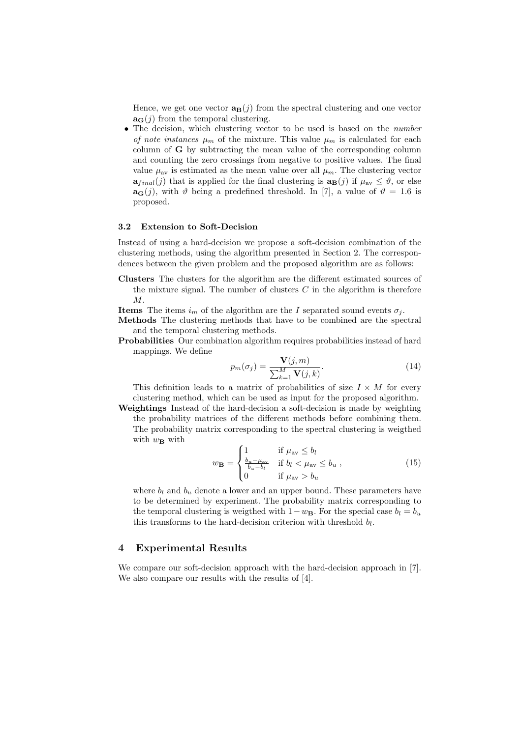Hence, we get one vector $\mathbf{a_B}(j)$ from the spectral clustering and one vector $\mathbf{a_G}(j)$ from the temporal clustering.

- The decision, which clustering vector to be used is based on the *number of note instances* $\mu_m$ of the mixture. This value $\mu_m$ is calculated for each column of $\mathbf{G}$ by subtracting the mean value of the corresponding column and counting the zero crossings from negative to positive values. The final value $\mu_{\text{av}}$ is estimated as the mean value over all $\mu_m$. The clustering vector $\mathbf{a}_{final}(j)$ that is applied for the final clustering is $\mathbf{a_B}(j)$ if $\mu_{\text{av}} \leq \vartheta$, or else $\mathbf{a_G}(j)$, with $\vartheta$ being a predefined threshold. In [7], a value of $\vartheta = 1.6$ is proposed.

### 3.2 Extension to Soft-Decision

Instead of using a hard-decision we propose a soft-decision combination of the clustering methods, using the algorithm presented in Section 2. The correspondences between the given problem and the proposed algorithm are as follows:

**Clusters** The clusters for the algorithm are the different estimated sources of the mixture signal. The number of clusters $C$ in the algorithm is therefore $M$.

**Items** The items $i_m$ of the algorithm are the $I$ separated sound events $\sigma_j$.

**Methods** The clustering methods that have to be combined are the spectral and the temporal clustering methods.

**Probabilities** Our combination algorithm requires probabilities instead of hard mappings. We define

$$p_m(\sigma_j) = \frac{\mathbf{V}(j,m)}{\sum_{k=1}^{M} \mathbf{V}(j,k)}. \tag{14}$$

This definition leads to a matrix of probabilities of size $I \times M$ for every clustering method, which can be used as input for the proposed algorithm.

**Weightings** Instead of the hard-decision a soft-decision is made by weighting the probability matrices of the different methods before combining them. The probability matrix corresponding to the spectral clustering is weigthed with $w_\mathbf{B}$ with

$$w_\mathbf{B} = \begin{cases} 1 & \text{if } \mu_{\text{av}} \leq b_l \\ \frac{b_u - \mu_{\text{av}}}{b_u - b_l} & \text{if } b_l < \mu_{\text{av}} \leq b_u \\ 0 & \text{if } \mu_{\text{av}} > b_u \end{cases}, \tag{15}$$

where $b_l$ and $b_u$ denote a lower and an upper bound. These parameters have to be determined by experiment. The probability matrix corresponding to the temporal clustering is weigthed with $1 - w_\mathbf{B}$. For the special case $b_l = b_u$ this transforms to the hard-decision criterion with threshold $b_l$.

## 4 Experimental Results

We compare our soft-decision approach with the hard-decision approach in [7]. We also compare our results with the results of [4].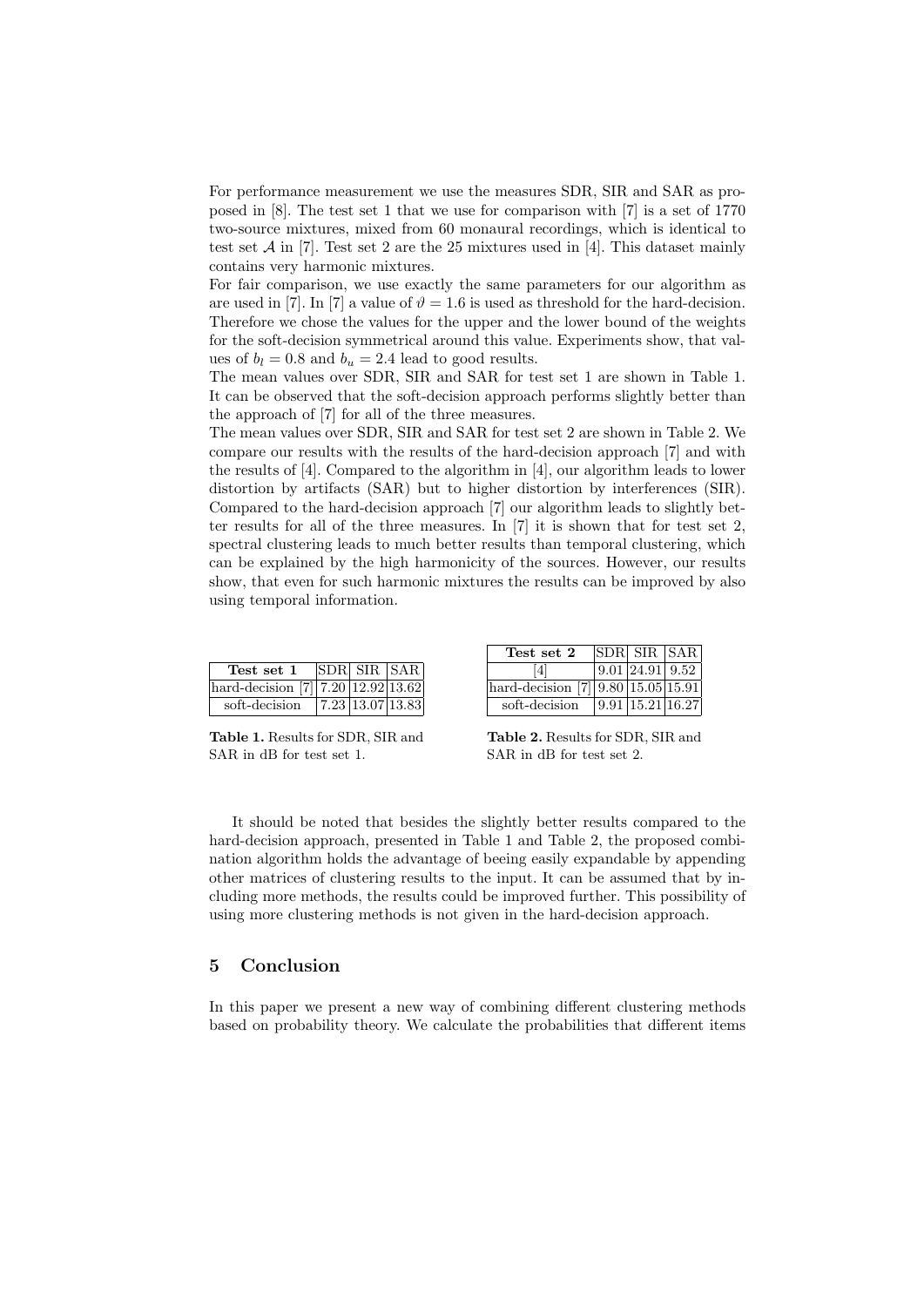For performance measurement we use the measures SDR, SIR and SAR as proposed in [8]. The test set 1 that we use for comparison with [7] is a set of 1770 two-source mixtures, mixed from 60 monaural recordings, which is identical to test set $\mathcal{A}$ in [7]. Test set 2 are the 25 mixtures used in [4]. This dataset mainly contains very harmonic mixtures.

For fair comparison, we use exactly the same parameters for our algorithm as are used in [7]. In [7] a value of $\vartheta = 1.6$ is used as threshold for the hard-decision. Therefore we chose the values for the upper and the lower bound of the weights for the soft-decision symmetrical around this value. Experiments show, that values of $b_l = 0.8$ and $b_u = 2.4$ lead to good results.

The mean values over SDR, SIR and SAR for test set 1 are shown in Table 1. It can be observed that the soft-decision approach performs slightly better than the approach of [7] for all of the three measures.

The mean values over SDR, SIR and SAR for test set 2 are shown in Table 2. We compare our results with the results of the hard-decision approach [7] and with the results of [4]. Compared to the algorithm in [4], our algorithm leads to lower distortion by artifacts (SAR) but to higher distortion by interferences (SIR). Compared to the hard-decision approach [7] our algorithm leads to slightly better results for all of the three measures. In [7] it is shown that for test set 2, spectral clustering leads to much better results than temporal clustering, which can be explained by the high harmonicity of the sources. However, our results show, that even for such harmonic mixtures the results can be improved by also using temporal information.

| **Test set 1** | SDR | SIR | SAR |
|---|---|---|---|
| hard-decision [7] | 7.20 | 12.92 | 13.62 |
| soft-decision | 7.23 | 13.07 | 13.83 |

**Table 1.** Results for SDR, SIR and SAR in dB for test set 1.

| **Test set 2** | SDR | SIR | SAR |
|---|---|---|---|
| [4] | 9.01 | 24.91 | 9.52 |
| hard-decision [7] | 9.80 | 15.05 | 15.91 |
| soft-decision | 9.91 | 15.21 | 16.27 |

**Table 2.** Results for SDR, SIR and SAR in dB for test set 2.

It should be noted that besides the slightly better results compared to the hard-decision approach, presented in Table 1 and Table 2, the proposed combination algorithm holds the advantage of beeing easily expandable by appending other matrices of clustering results to the input. It can be assumed that by including more methods, the results could be improved further. This possibility of using more clustering methods is not given in the hard-decision approach.

## 5 Conclusion

In this paper we present a new way of combining different clustering methods based on probability theory. We calculate the probabilities that different items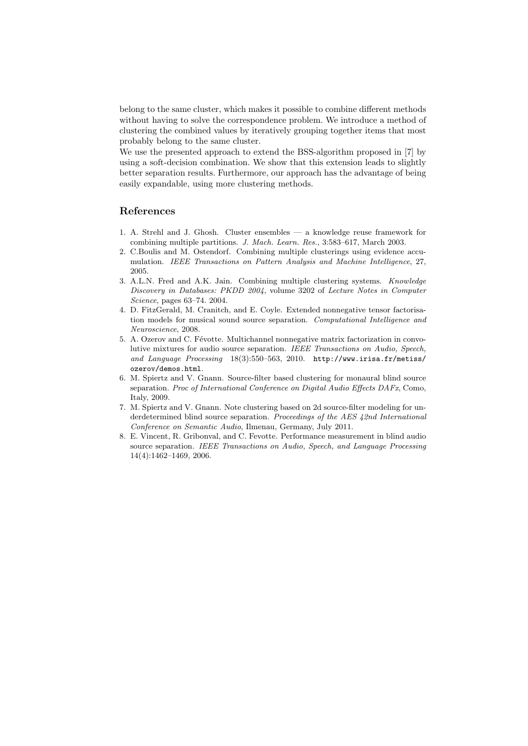belong to the same cluster, which makes it possible to combine different methods without having to solve the correspondence problem. We introduce a method of clustering the combined values by iteratively grouping together items that most probably belong to the same cluster.
We use the presented approach to extend the BSS-algorithm proposed in [7] by using a soft-decision combination. We show that this extension leads to slightly better separation results. Furthermore, our approach has the advantage of being easily expandable, using more clustering methods.

## References

1. A. Strehl and J. Ghosh. Cluster ensembles — a knowledge reuse framework for combining multiple partitions. *J. Mach. Learn. Res.*, 3:583–617, March 2003.
2. C.Boulis and M. Ostendorf. Combining multiple clusterings using evidence accumulation. *IEEE Transactions on Pattern Analysis and Machine Intelligence*, 27, 2005.
3. A.L.N. Fred and A.K. Jain. Combining multiple clustering systems. *Knowledge Discovery in Databases: PKDD 2004*, volume 3202 of *Lecture Notes in Computer Science*, pages 63–74. 2004.
4. D. FitzGerald, M. Cranitch, and E. Coyle. Extended nonnegative tensor factorisation models for musical sound source separation. *Computational Intelligence and Neuroscience*, 2008.
5. A. Ozerov and C. Févotte. Multichannel nonnegative matrix factorization in convolutive mixtures for audio source separation. *IEEE Transactions on Audio, Speech, and Language Processing* 18(3):550–563, 2010. `http://www.irisa.fr/metiss/ozerov/demos.html`.
6. M. Spiertz and V. Gnann. Source-filter based clustering for monaural blind source separation. *Proc of International Conference on Digital Audio Effects DAFx*, Como, Italy, 2009.
7. M. Spiertz and V. Gnann. Note clustering based on 2d source-filter modeling for underdetermined blind source separation. *Proceedings of the AES 42nd International Conference on Semantic Audio*, Ilmenau, Germany, July 2011.
8. E. Vincent, R. Gribonval, and C. Fevotte. Performance measurement in blind audio source separation. *IEEE Transactions on Audio, Speech, and Language Processing* 14(4):1462–1469, 2006.